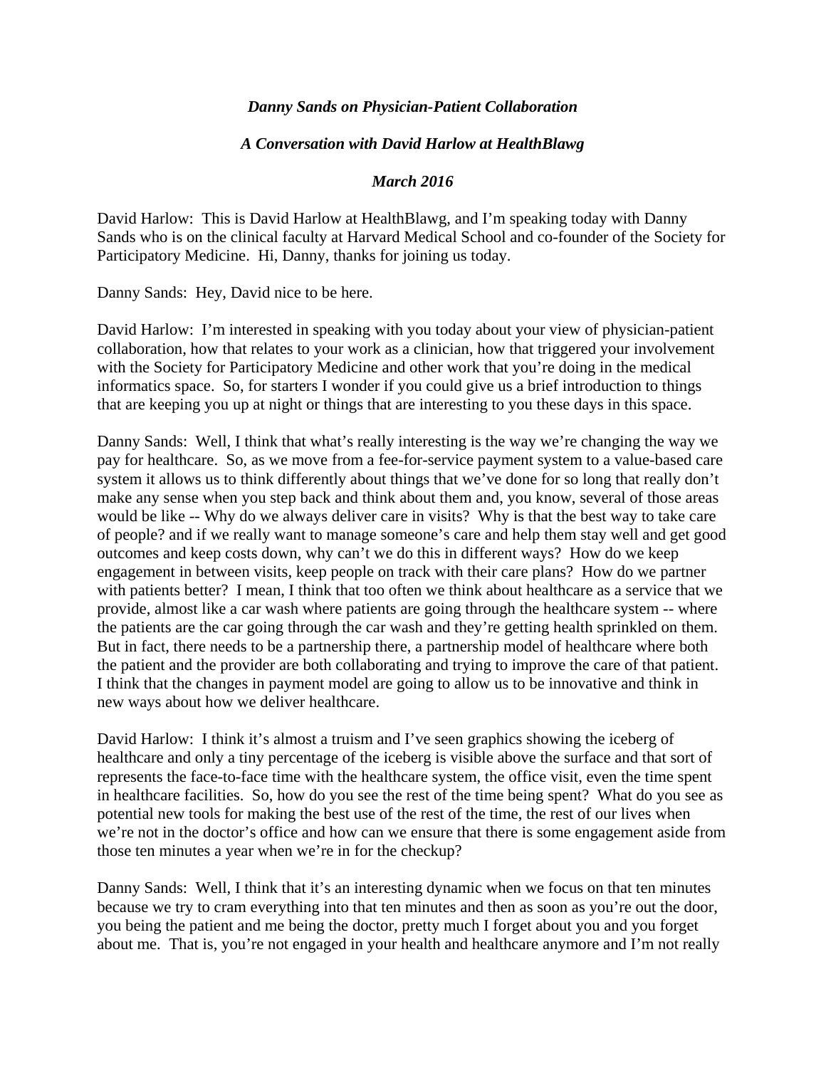***Danny Sands on Physician-Patient Collaboration***

***A Conversation with David Harlow at HealthBlawg***

***March 2016***

David Harlow: This is David Harlow at HealthBlawg, and I'm speaking today with Danny Sands who is on the clinical faculty at Harvard Medical School and co-founder of the Society for Participatory Medicine. Hi, Danny, thanks for joining us today.

Danny Sands: Hey, David nice to be here.

David Harlow: I'm interested in speaking with you today about your view of physician-patient collaboration, how that relates to your work as a clinician, how that triggered your involvement with the Society for Participatory Medicine and other work that you're doing in the medical informatics space. So, for starters I wonder if you could give us a brief introduction to things that are keeping you up at night or things that are interesting to you these days in this space.

Danny Sands: Well, I think that what's really interesting is the way we're changing the way we pay for healthcare. So, as we move from a fee-for-service payment system to a value-based care system it allows us to think differently about things that we've done for so long that really don't make any sense when you step back and think about them and, you know, several of those areas would be like -- Why do we always deliver care in visits? Why is that the best way to take care of people? and if we really want to manage someone's care and help them stay well and get good outcomes and keep costs down, why can't we do this in different ways? How do we keep engagement in between visits, keep people on track with their care plans? How do we partner with patients better? I mean, I think that too often we think about healthcare as a service that we provide, almost like a car wash where patients are going through the healthcare system -- where the patients are the car going through the car wash and they're getting health sprinkled on them. But in fact, there needs to be a partnership there, a partnership model of healthcare where both the patient and the provider are both collaborating and trying to improve the care of that patient. I think that the changes in payment model are going to allow us to be innovative and think in new ways about how we deliver healthcare.

David Harlow: I think it's almost a truism and I've seen graphics showing the iceberg of healthcare and only a tiny percentage of the iceberg is visible above the surface and that sort of represents the face-to-face time with the healthcare system, the office visit, even the time spent in healthcare facilities. So, how do you see the rest of the time being spent? What do you see as potential new tools for making the best use of the rest of the time, the rest of our lives when we're not in the doctor's office and how can we ensure that there is some engagement aside from those ten minutes a year when we're in for the checkup?

Danny Sands: Well, I think that it's an interesting dynamic when we focus on that ten minutes because we try to cram everything into that ten minutes and then as soon as you're out the door, you being the patient and me being the doctor, pretty much I forget about you and you forget about me. That is, you're not engaged in your health and healthcare anymore and I'm not really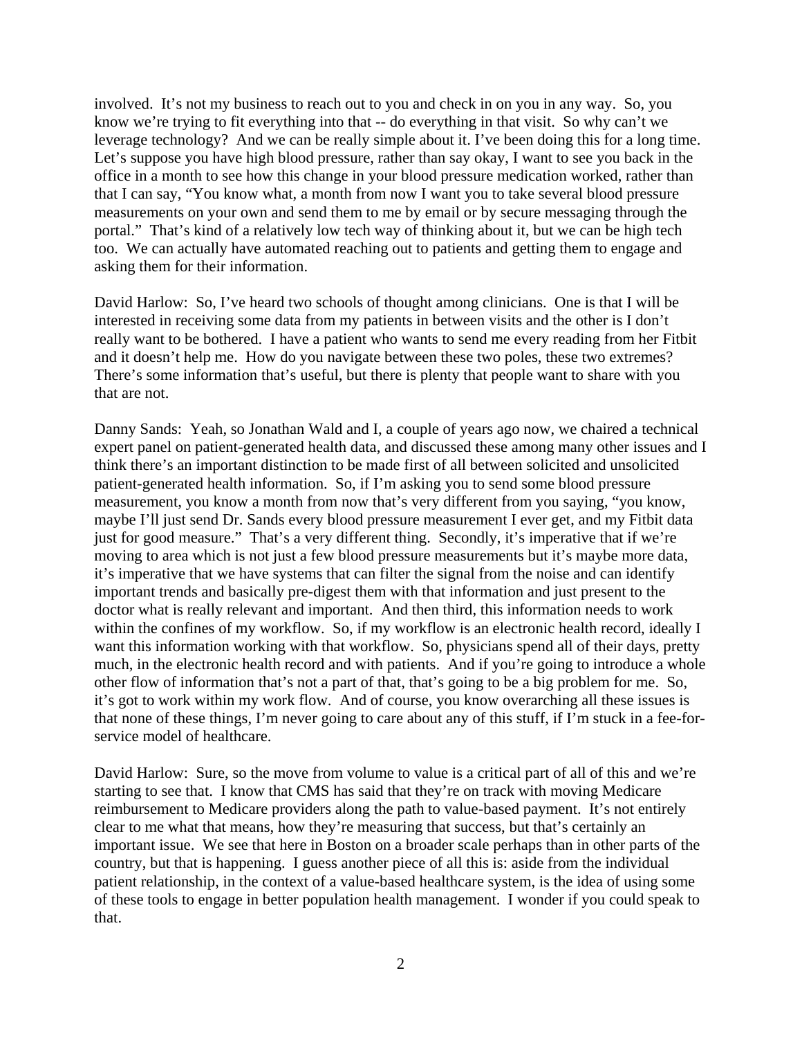involved. It's not my business to reach out to you and check in on you in any way. So, you know we're trying to fit everything into that -- do everything in that visit. So why can't we leverage technology? And we can be really simple about it. I've been doing this for a long time. Let's suppose you have high blood pressure, rather than say okay, I want to see you back in the office in a month to see how this change in your blood pressure medication worked, rather than that I can say, "You know what, a month from now I want you to take several blood pressure measurements on your own and send them to me by email or by secure messaging through the portal." That's kind of a relatively low tech way of thinking about it, but we can be high tech too. We can actually have automated reaching out to patients and getting them to engage and asking them for their information.

David Harlow: So, I've heard two schools of thought among clinicians. One is that I will be interested in receiving some data from my patients in between visits and the other is I don't really want to be bothered. I have a patient who wants to send me every reading from her Fitbit and it doesn't help me. How do you navigate between these two poles, these two extremes? There's some information that's useful, but there is plenty that people want to share with you that are not.

Danny Sands: Yeah, so Jonathan Wald and I, a couple of years ago now, we chaired a technical expert panel on patient-generated health data, and discussed these among many other issues and I think there's an important distinction to be made first of all between solicited and unsolicited patient-generated health information. So, if I'm asking you to send some blood pressure measurement, you know a month from now that's very different from you saying, "you know, maybe I'll just send Dr. Sands every blood pressure measurement I ever get, and my Fitbit data just for good measure." That's a very different thing. Secondly, it's imperative that if we're moving to area which is not just a few blood pressure measurements but it's maybe more data, it's imperative that we have systems that can filter the signal from the noise and can identify important trends and basically pre-digest them with that information and just present to the doctor what is really relevant and important. And then third, this information needs to work within the confines of my workflow. So, if my workflow is an electronic health record, ideally I want this information working with that workflow. So, physicians spend all of their days, pretty much, in the electronic health record and with patients. And if you're going to introduce a whole other flow of information that's not a part of that, that's going to be a big problem for me. So, it's got to work within my work flow. And of course, you know overarching all these issues is that none of these things, I'm never going to care about any of this stuff, if I'm stuck in a fee-for-service model of healthcare.

David Harlow: Sure, so the move from volume to value is a critical part of all of this and we're starting to see that. I know that CMS has said that they're on track with moving Medicare reimbursement to Medicare providers along the path to value-based payment. It's not entirely clear to me what that means, how they're measuring that success, but that's certainly an important issue. We see that here in Boston on a broader scale perhaps than in other parts of the country, but that is happening. I guess another piece of all this is: aside from the individual patient relationship, in the context of a value-based healthcare system, is the idea of using some of these tools to engage in better population health management. I wonder if you could speak to that.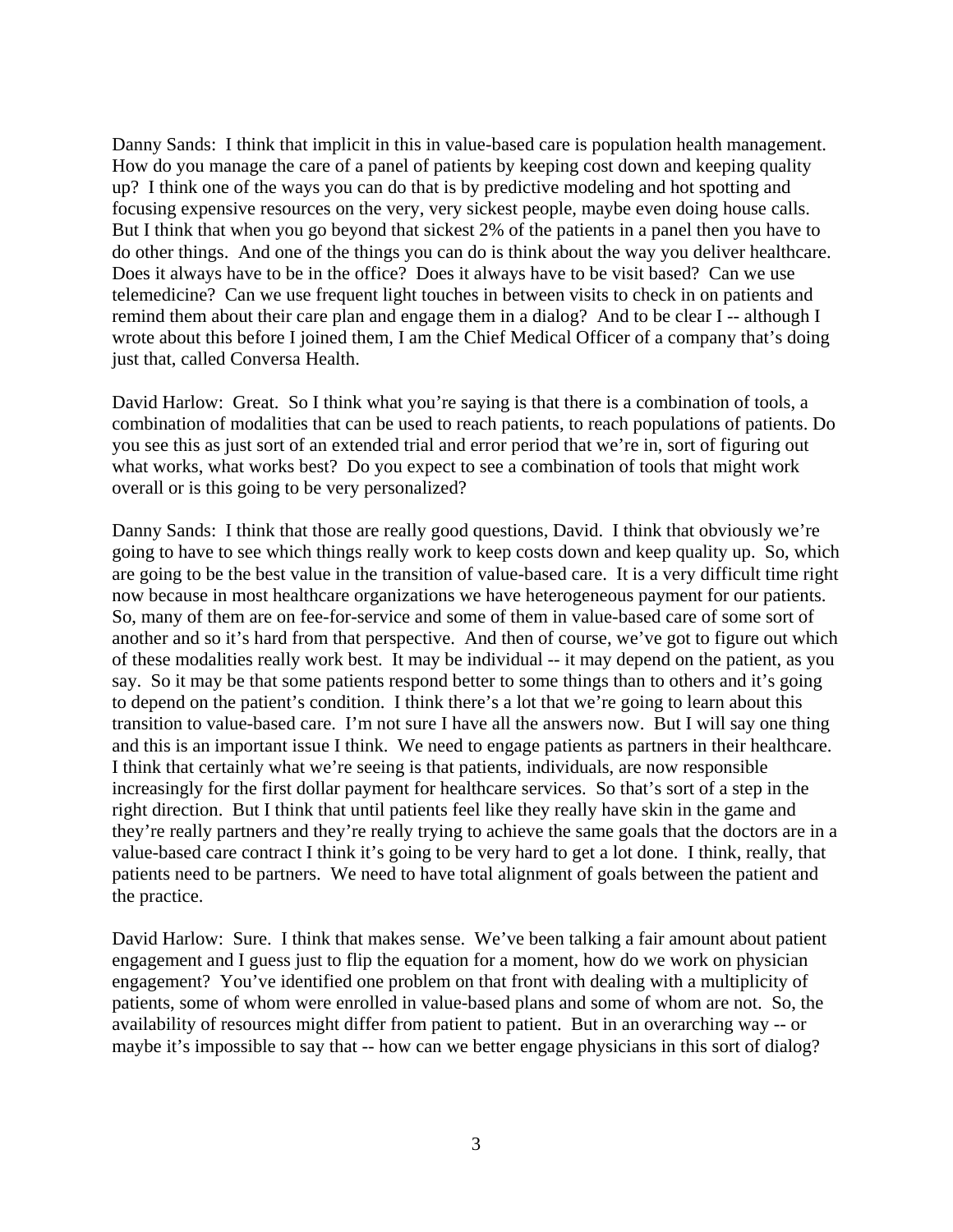Danny Sands: I think that implicit in this in value-based care is population health management. How do you manage the care of a panel of patients by keeping cost down and keeping quality up? I think one of the ways you can do that is by predictive modeling and hot spotting and focusing expensive resources on the very, very sickest people, maybe even doing house calls. But I think that when you go beyond that sickest 2% of the patients in a panel then you have to do other things. And one of the things you can do is think about the way you deliver healthcare. Does it always have to be in the office? Does it always have to be visit based? Can we use telemedicine? Can we use frequent light touches in between visits to check in on patients and remind them about their care plan and engage them in a dialog? And to be clear I -- although I wrote about this before I joined them, I am the Chief Medical Officer of a company that's doing just that, called Conversa Health.

David Harlow: Great. So I think what you're saying is that there is a combination of tools, a combination of modalities that can be used to reach patients, to reach populations of patients. Do you see this as just sort of an extended trial and error period that we're in, sort of figuring out what works, what works best? Do you expect to see a combination of tools that might work overall or is this going to be very personalized?

Danny Sands: I think that those are really good questions, David. I think that obviously we're going to have to see which things really work to keep costs down and keep quality up. So, which are going to be the best value in the transition of value-based care. It is a very difficult time right now because in most healthcare organizations we have heterogeneous payment for our patients. So, many of them are on fee-for-service and some of them in value-based care of some sort of another and so it's hard from that perspective. And then of course, we've got to figure out which of these modalities really work best. It may be individual -- it may depend on the patient, as you say. So it may be that some patients respond better to some things than to others and it's going to depend on the patient's condition. I think there's a lot that we're going to learn about this transition to value-based care. I'm not sure I have all the answers now. But I will say one thing and this is an important issue I think. We need to engage patients as partners in their healthcare. I think that certainly what we're seeing is that patients, individuals, are now responsible increasingly for the first dollar payment for healthcare services. So that's sort of a step in the right direction. But I think that until patients feel like they really have skin in the game and they're really partners and they're really trying to achieve the same goals that the doctors are in a value-based care contract I think it's going to be very hard to get a lot done. I think, really, that patients need to be partners. We need to have total alignment of goals between the patient and the practice.

David Harlow: Sure. I think that makes sense. We've been talking a fair amount about patient engagement and I guess just to flip the equation for a moment, how do we work on physician engagement? You've identified one problem on that front with dealing with a multiplicity of patients, some of whom were enrolled in value-based plans and some of whom are not. So, the availability of resources might differ from patient to patient. But in an overarching way -- or maybe it's impossible to say that -- how can we better engage physicians in this sort of dialog?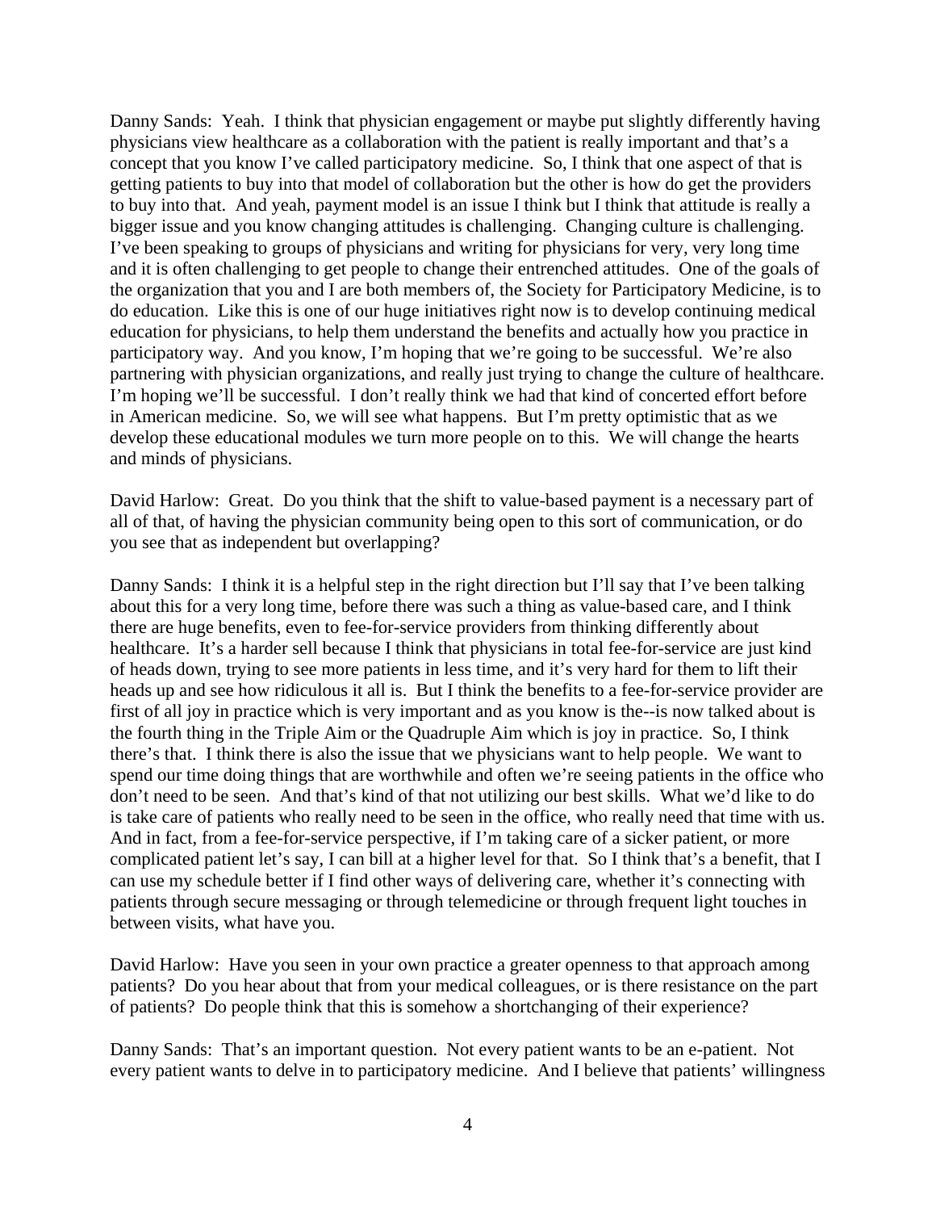Danny Sands: Yeah. I think that physician engagement or maybe put slightly differently having physicians view healthcare as a collaboration with the patient is really important and that's a concept that you know I've called participatory medicine. So, I think that one aspect of that is getting patients to buy into that model of collaboration but the other is how do get the providers to buy into that. And yeah, payment model is an issue I think but I think that attitude is really a bigger issue and you know changing attitudes is challenging. Changing culture is challenging. I've been speaking to groups of physicians and writing for physicians for very, very long time and it is often challenging to get people to change their entrenched attitudes. One of the goals of the organization that you and I are both members of, the Society for Participatory Medicine, is to do education. Like this is one of our huge initiatives right now is to develop continuing medical education for physicians, to help them understand the benefits and actually how you practice in participatory way. And you know, I'm hoping that we're going to be successful. We're also partnering with physician organizations, and really just trying to change the culture of healthcare. I'm hoping we'll be successful. I don't really think we had that kind of concerted effort before in American medicine. So, we will see what happens. But I'm pretty optimistic that as we develop these educational modules we turn more people on to this. We will change the hearts and minds of physicians.

David Harlow: Great. Do you think that the shift to value-based payment is a necessary part of all of that, of having the physician community being open to this sort of communication, or do you see that as independent but overlapping?

Danny Sands: I think it is a helpful step in the right direction but I'll say that I've been talking about this for a very long time, before there was such a thing as value-based care, and I think there are huge benefits, even to fee-for-service providers from thinking differently about healthcare. It's a harder sell because I think that physicians in total fee-for-service are just kind of heads down, trying to see more patients in less time, and it's very hard for them to lift their heads up and see how ridiculous it all is. But I think the benefits to a fee-for-service provider are first of all joy in practice which is very important and as you know is the--is now talked about is the fourth thing in the Triple Aim or the Quadruple Aim which is joy in practice. So, I think there's that. I think there is also the issue that we physicians want to help people. We want to spend our time doing things that are worthwhile and often we're seeing patients in the office who don't need to be seen. And that's kind of that not utilizing our best skills. What we'd like to do is take care of patients who really need to be seen in the office, who really need that time with us. And in fact, from a fee-for-service perspective, if I'm taking care of a sicker patient, or more complicated patient let's say, I can bill at a higher level for that. So I think that's a benefit, that I can use my schedule better if I find other ways of delivering care, whether it's connecting with patients through secure messaging or through telemedicine or through frequent light touches in between visits, what have you.

David Harlow: Have you seen in your own practice a greater openness to that approach among patients? Do you hear about that from your medical colleagues, or is there resistance on the part of patients? Do people think that this is somehow a shortchanging of their experience?

Danny Sands: That's an important question. Not every patient wants to be an e-patient. Not every patient wants to delve in to participatory medicine. And I believe that patients' willingness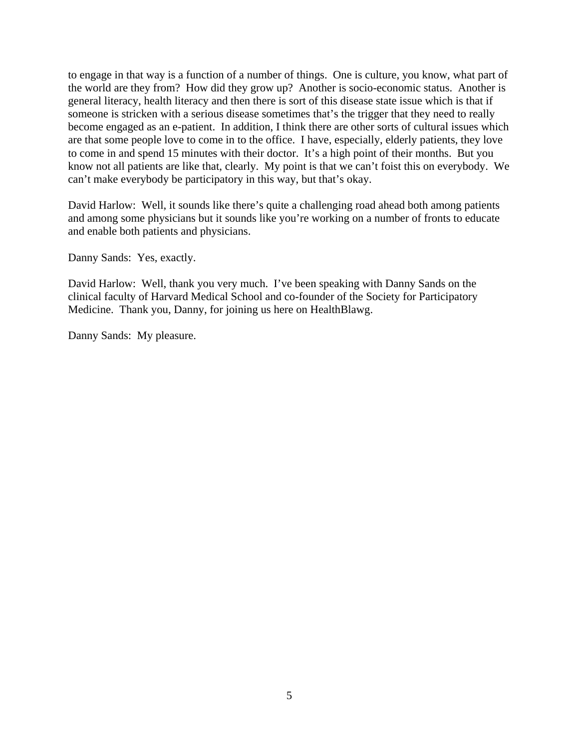to engage in that way is a function of a number of things. One is culture, you know, what part of the world are they from? How did they grow up? Another is socio-economic status. Another is general literacy, health literacy and then there is sort of this disease state issue which is that if someone is stricken with a serious disease sometimes that's the trigger that they need to really become engaged as an e-patient. In addition, I think there are other sorts of cultural issues which are that some people love to come in to the office. I have, especially, elderly patients, they love to come in and spend 15 minutes with their doctor. It's a high point of their months. But you know not all patients are like that, clearly. My point is that we can't foist this on everybody. We can't make everybody be participatory in this way, but that's okay.

David Harlow: Well, it sounds like there's quite a challenging road ahead both among patients and among some physicians but it sounds like you're working on a number of fronts to educate and enable both patients and physicians.

Danny Sands: Yes, exactly.

David Harlow: Well, thank you very much. I've been speaking with Danny Sands on the clinical faculty of Harvard Medical School and co-founder of the Society for Participatory Medicine. Thank you, Danny, for joining us here on HealthBlawg.

Danny Sands: My pleasure.